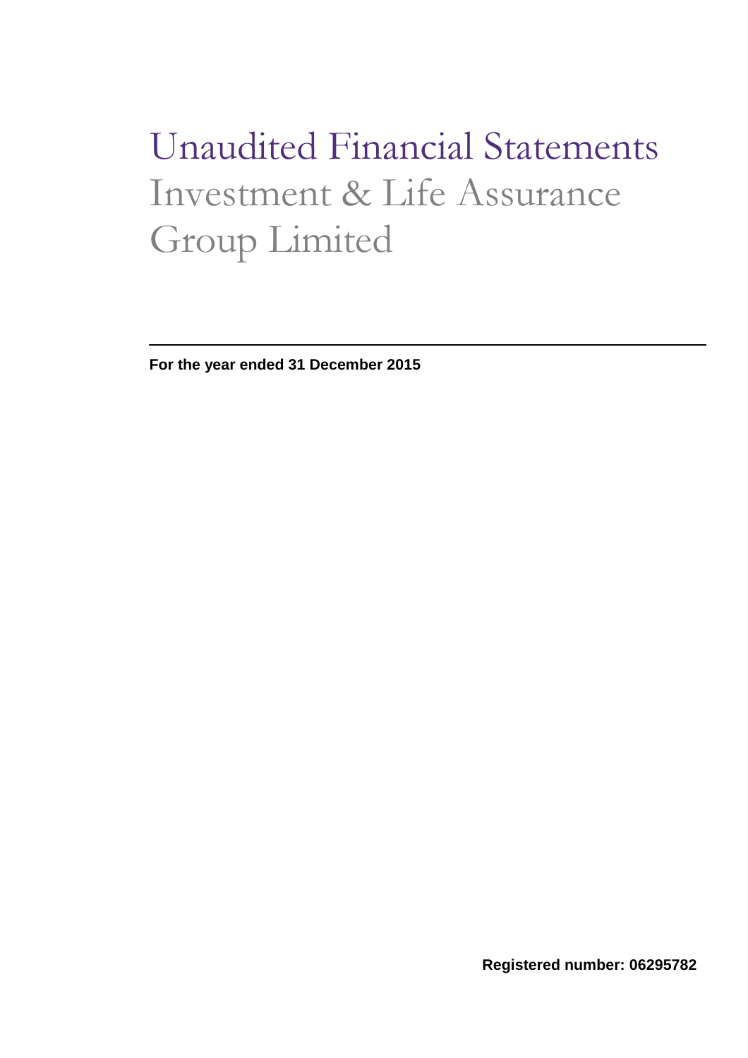# Unaudited Financial Statements

## Investment & Life Assurance Group Limited

---

**For the year ended 31 December 2015**

**Registered number: 06295782**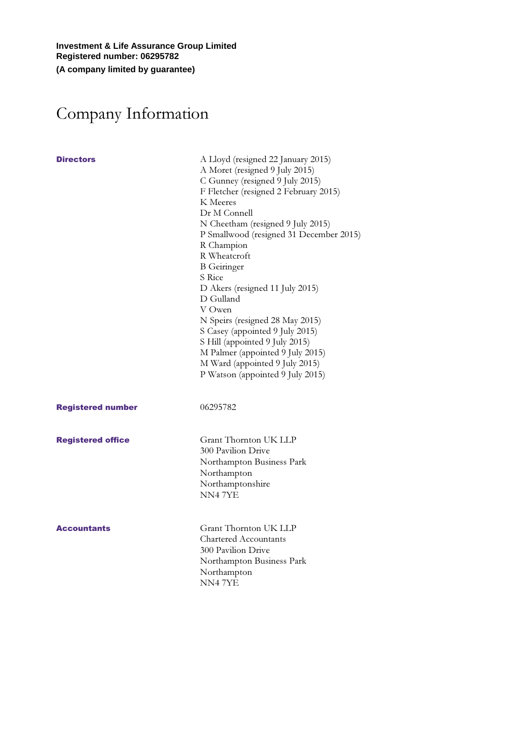**Investment & Life Assurance Group Limited**
**Registered number: 06295782**
**(A company limited by guarantee)**

# Company Information

**Directors**

A Lloyd (resigned 22 January 2015)
A Moret (resigned 9 July 2015)
C Gunney (resigned 9 July 2015)
F Fletcher (resigned 2 February 2015)
K Meeres
Dr M Connell
N Cheetham (resigned 9 July 2015)
P Smallwood (resigned 31 December 2015)
R Champion
R Wheatcroft
B Geiringer
S Rice
D Akers (resigned 11 July 2015)
D Gulland
V Owen
N Speirs (resigned 28 May 2015)
S Casey (appointed 9 July 2015)
S Hill (appointed 9 July 2015)
M Palmer (appointed 9 July 2015)
M Ward (appointed 9 July 2015)
P Watson (appointed 9 July 2015)

**Registered number**

06295782

**Registered office**

Grant Thornton UK LLP
300 Pavilion Drive
Northampton Business Park
Northampton
Northamptonshire
NN4 7YE

**Accountants**

Grant Thornton UK LLP
Chartered Accountants
300 Pavilion Drive
Northampton Business Park
Northampton
NN4 7YE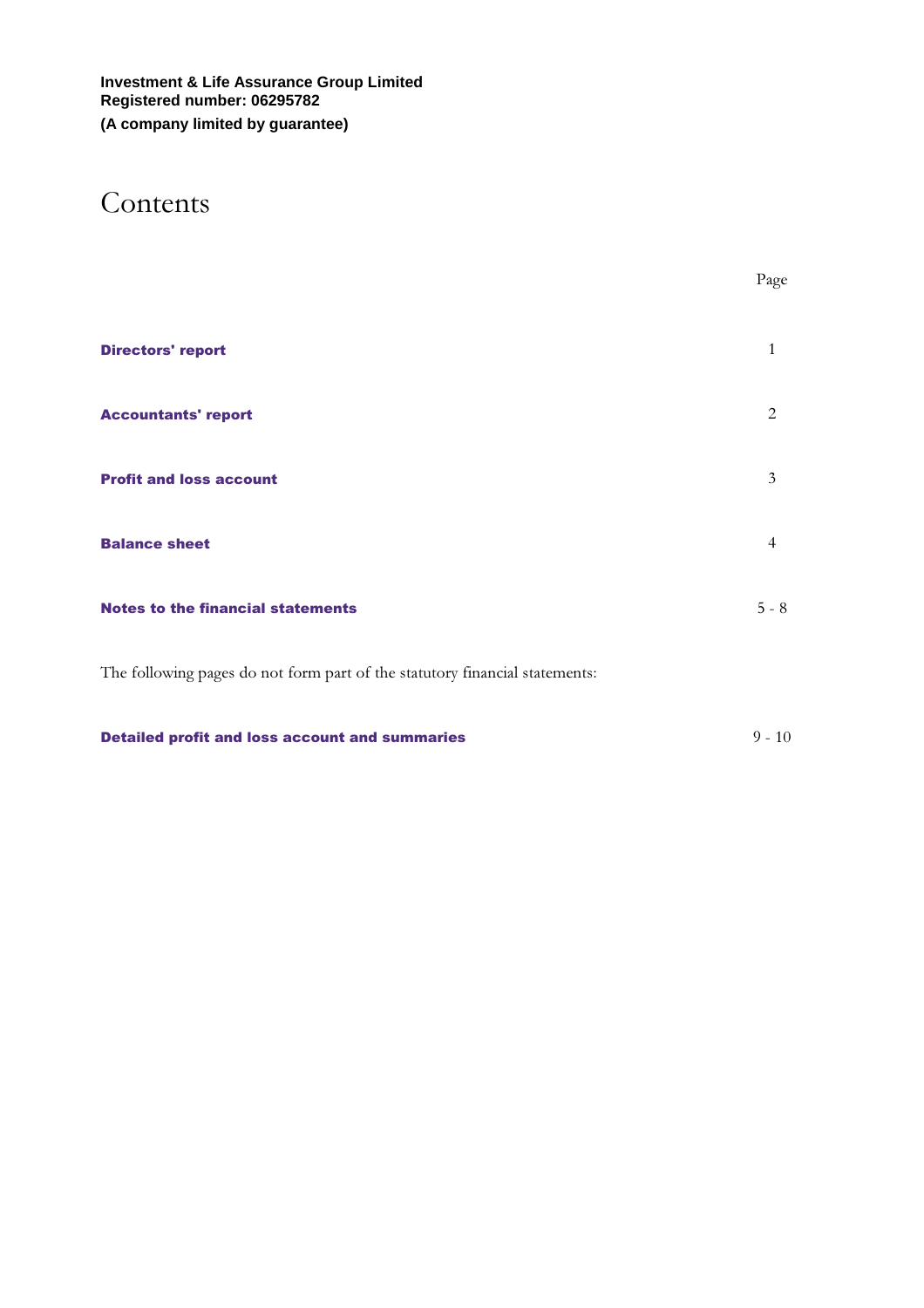**Investment & Life Assurance Group Limited**
**Registered number: 06295782**
**(A company limited by guarantee)**

# Contents

| | Page |
|---|---|
| **Directors' report** | 1 |
| **Accountants' report** | 2 |
| **Profit and loss account** | 3 |
| **Balance sheet** | 4 |
| **Notes to the financial statements** | 5 - 8 |

The following pages do not form part of the statutory financial statements:

| | |
|---|---|
| **Detailed profit and loss account and summaries** | 9 - 10 |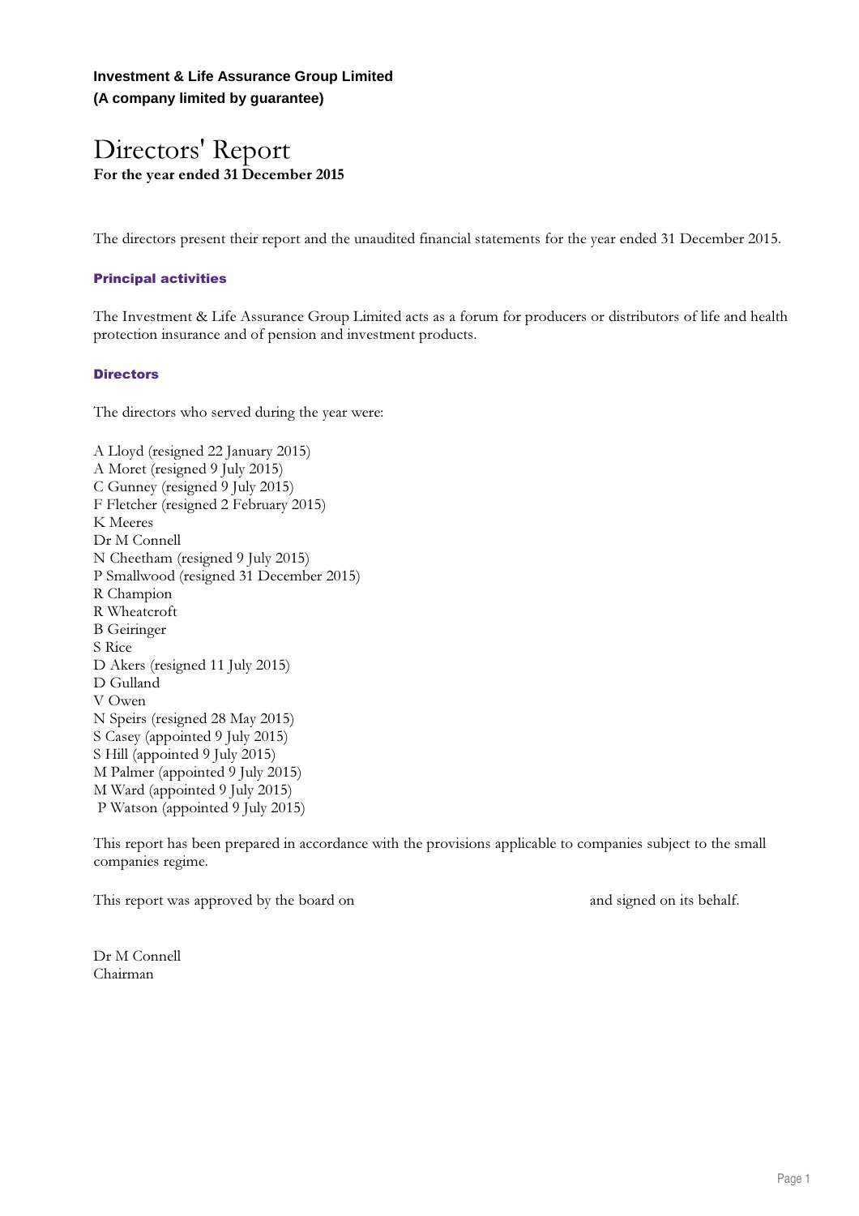**Investment & Life Assurance Group Limited**
**(A company limited by guarantee)**

# Directors' Report
**For the year ended 31 December 2015**

The directors present their report and the unaudited financial statements for the year ended 31 December 2015.

## Principal activities

The Investment & Life Assurance Group Limited acts as a forum for producers or distributors of life and health protection insurance and of pension and investment products.

## Directors

The directors who served during the year were:

A Lloyd (resigned 22 January 2015)
A Moret (resigned 9 July 2015)
C Gunney (resigned 9 July 2015)
F Fletcher (resigned 2 February 2015)
K Meeres
Dr M Connell
N Cheetham (resigned 9 July 2015)
P Smallwood (resigned 31 December 2015)
R Champion
R Wheatcroft
B Geiringer
S Rice
D Akers (resigned 11 July 2015)
D Gulland
V Owen
N Speirs (resigned 28 May 2015)
S Casey (appointed 9 July 2015)
S Hill (appointed 9 July 2015)
M Palmer (appointed 9 July 2015)
M Ward (appointed 9 July 2015)
P Watson (appointed 9 July 2015)

This report has been prepared in accordance with the provisions applicable to companies subject to the small companies regime.

This report was approved by the board on and signed on its behalf.

Dr M Connell
Chairman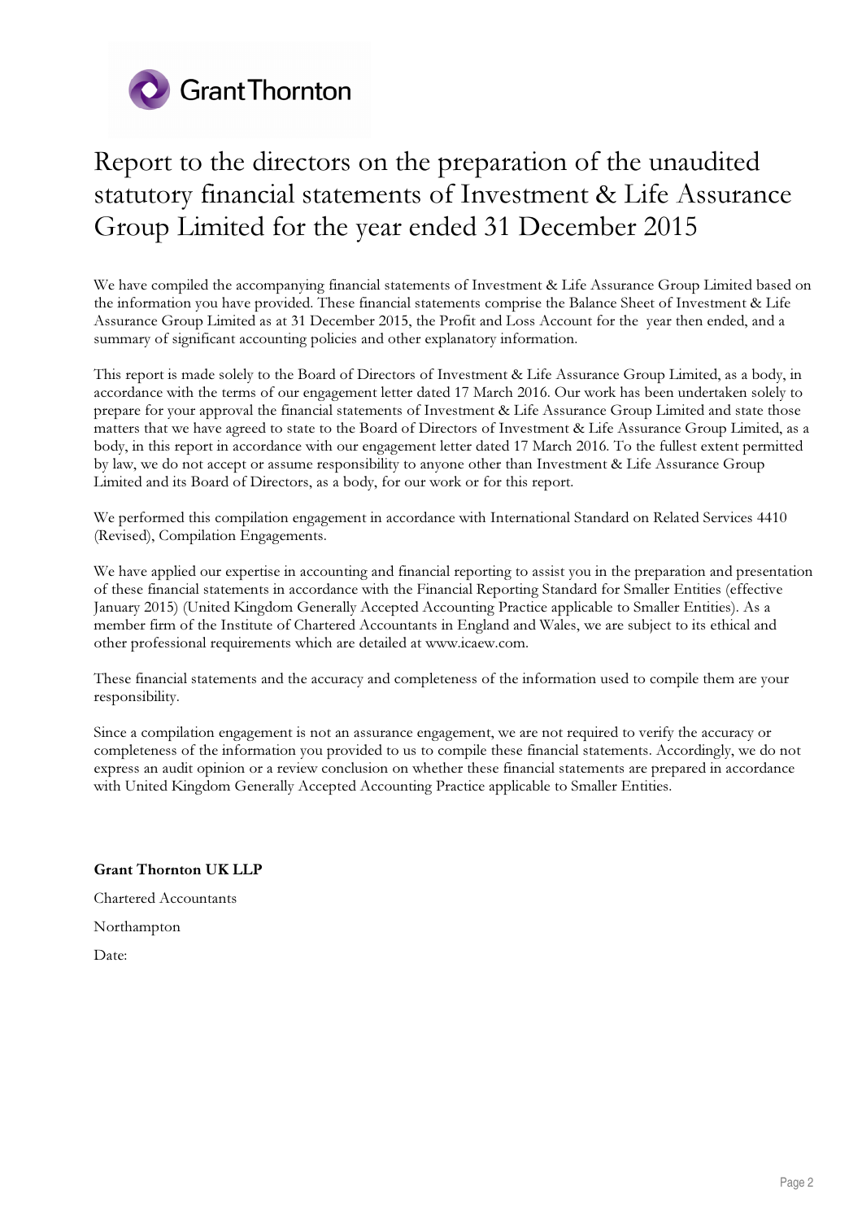# Report to the directors on the preparation of the unaudited statutory financial statements of Investment & Life Assurance Group Limited for the year ended 31 December 2015

We have compiled the accompanying financial statements of Investment & Life Assurance Group Limited based on the information you have provided. These financial statements comprise the Balance Sheet of Investment & Life Assurance Group Limited as at 31 December 2015, the Profit and Loss Account for the year then ended, and a summary of significant accounting policies and other explanatory information.

This report is made solely to the Board of Directors of Investment & Life Assurance Group Limited, as a body, in accordance with the terms of our engagement letter dated 17 March 2016. Our work has been undertaken solely to prepare for your approval the financial statements of Investment & Life Assurance Group Limited and state those matters that we have agreed to state to the Board of Directors of Investment & Life Assurance Group Limited, as a body, in this report in accordance with our engagement letter dated 17 March 2016. To the fullest extent permitted by law, we do not accept or assume responsibility to anyone other than Investment & Life Assurance Group Limited and its Board of Directors, as a body, for our work or for this report.

We performed this compilation engagement in accordance with International Standard on Related Services 4410 (Revised), Compilation Engagements.

We have applied our expertise in accounting and financial reporting to assist you in the preparation and presentation of these financial statements in accordance with the Financial Reporting Standard for Smaller Entities (effective January 2015) (United Kingdom Generally Accepted Accounting Practice applicable to Smaller Entities). As a member firm of the Institute of Chartered Accountants in England and Wales, we are subject to its ethical and other professional requirements which are detailed at www.icaew.com.

These financial statements and the accuracy and completeness of the information used to compile them are your responsibility.

Since a compilation engagement is not an assurance engagement, we are not required to verify the accuracy or completeness of the information you provided to us to compile these financial statements. Accordingly, we do not express an audit opinion or a review conclusion on whether these financial statements are prepared in accordance with United Kingdom Generally Accepted Accounting Practice applicable to Smaller Entities.

**Grant Thornton UK LLP**

Chartered Accountants

Northampton

Date: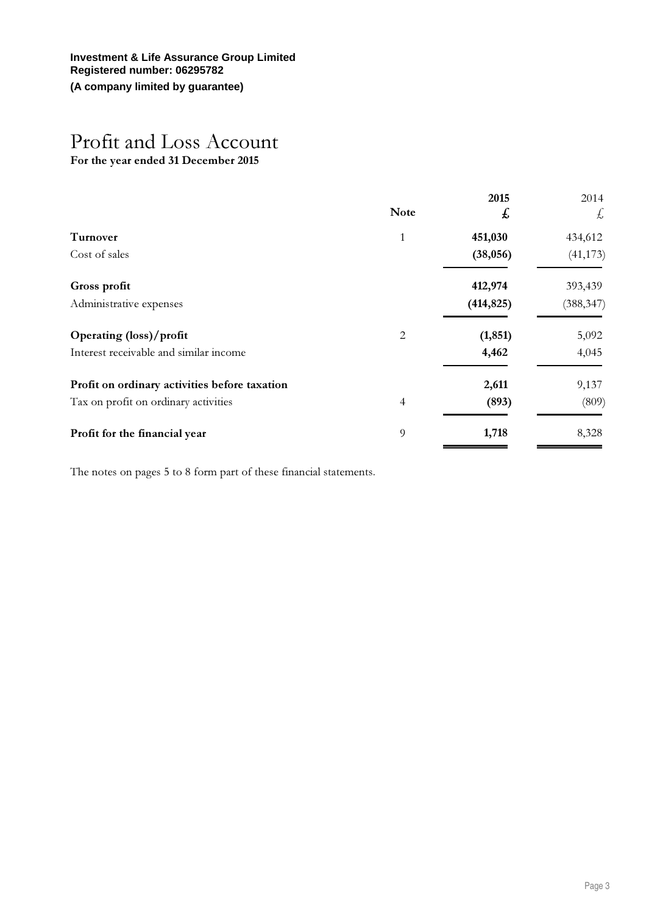**Investment & Life Assurance Group Limited**
**Registered number: 06295782**
**(A company limited by guarantee)**

# Profit and Loss Account

**For the year ended 31 December 2015**

| | Note | 2015 £ | 2014 £ |
|---|---|---|---|
| **Turnover** | 1 | **451,030** | 434,612 |
| Cost of sales | | **(38,056)** | (41,173) |
| **Gross profit** | | **412,974** | 393,439 |
| Administrative expenses | | **(414,825)** | (388,347) |
| **Operating (loss)/profit** | 2 | **(1,851)** | 5,092 |
| Interest receivable and similar income | | **4,462** | 4,045 |
| **Profit on ordinary activities before taxation** | | **2,611** | 9,137 |
| Tax on profit on ordinary activities | 4 | **(893)** | (809) |
| **Profit for the financial year** | 9 | **1,718** | 8,328 |

The notes on pages 5 to 8 form part of these financial statements.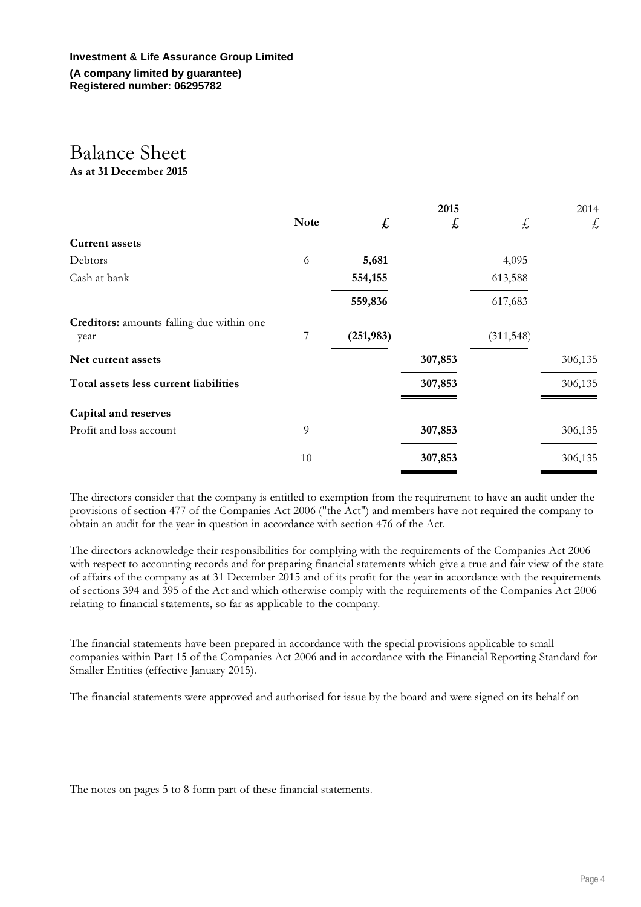**Investment & Life Assurance Group Limited**

**(A company limited by guarantee)**
**Registered number: 06295782**

# Balance Sheet

**As at 31 December 2015**

| | Note | 2015 £ | 2015 £ | 2014 £ | 2014 £ |
|---|---|---|---|---|---|
| **Current assets** | | | | | |
| Debtors | 6 | **5,681** | | 4,095 | |
| Cash at bank | | **554,155** | | 613,588 | |
| | | **559,836** | | 617,683 | |
| **Creditors:** amounts falling due within one year | 7 | **(251,983)** | | (311,548) | |
| **Net current assets** | | | **307,853** | | 306,135 |
| **Total assets less current liabilities** | | | **307,853** | | 306,135 |
| **Capital and reserves** | | | | | |
| Profit and loss account | 9 | | **307,853** | | 306,135 |
| | 10 | | **307,853** | | 306,135 |

The directors consider that the company is entitled to exemption from the requirement to have an audit under the provisions of section 477 of the Companies Act 2006 ("the Act") and members have not required the company to obtain an audit for the year in question in accordance with section 476 of the Act.

The directors acknowledge their responsibilities for complying with the requirements of the Companies Act 2006 with respect to accounting records and for preparing financial statements which give a true and fair view of the state of affairs of the company as at 31 December 2015 and of its profit for the year in accordance with the requirements of sections 394 and 395 of the Act and which otherwise comply with the requirements of the Companies Act 2006 relating to financial statements, so far as applicable to the company.

The financial statements have been prepared in accordance with the special provisions applicable to small companies within Part 15 of the Companies Act 2006 and in accordance with the Financial Reporting Standard for Smaller Entities (effective January 2015).

The financial statements were approved and authorised for issue by the board and were signed on its behalf on

The notes on pages 5 to 8 form part of these financial statements.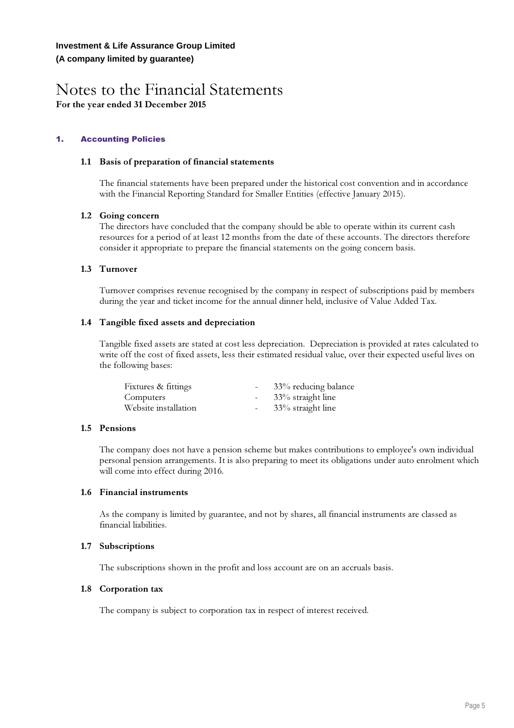**Investment & Life Assurance Group Limited**
**(A company limited by guarantee)**

# Notes to the Financial Statements

**For the year ended 31 December 2015**

## 1. Accounting Policies

### 1.1 Basis of preparation of financial statements

The financial statements have been prepared under the historical cost convention and in accordance with the Financial Reporting Standard for Smaller Entities (effective January 2015).

### 1.2 Going concern

The directors have concluded that the company should be able to operate within its current cash resources for a period of at least 12 months from the date of these accounts. The directors therefore consider it appropriate to prepare the financial statements on the going concern basis.

### 1.3 Turnover

Turnover comprises revenue recognised by the company in respect of subscriptions paid by members during the year and ticket income for the annual dinner held, inclusive of Value Added Tax.

### 1.4 Tangible fixed assets and depreciation

Tangible fixed assets are stated at cost less depreciation. Depreciation is provided at rates calculated to write off the cost of fixed assets, less their estimated residual value, over their expected useful lives on the following bases:

| | | |
|---|---|---|
| Fixtures & fittings | - | 33% reducing balance |
| Computers | - | 33% straight line |
| Website installation | - | 33% straight line |

### 1.5 Pensions

The company does not have a pension scheme but makes contributions to employee's own individual personal pension arrangements. It is also preparing to meet its obligations under auto enrolment which will come into effect during 2016.

### 1.6 Financial instruments

As the company is limited by guarantee, and not by shares, all financial instruments are classed as financial liabilities.

### 1.7 Subscriptions

The subscriptions shown in the profit and loss account are on an accruals basis.

### 1.8 Corporation tax

The company is subject to corporation tax in respect of interest received.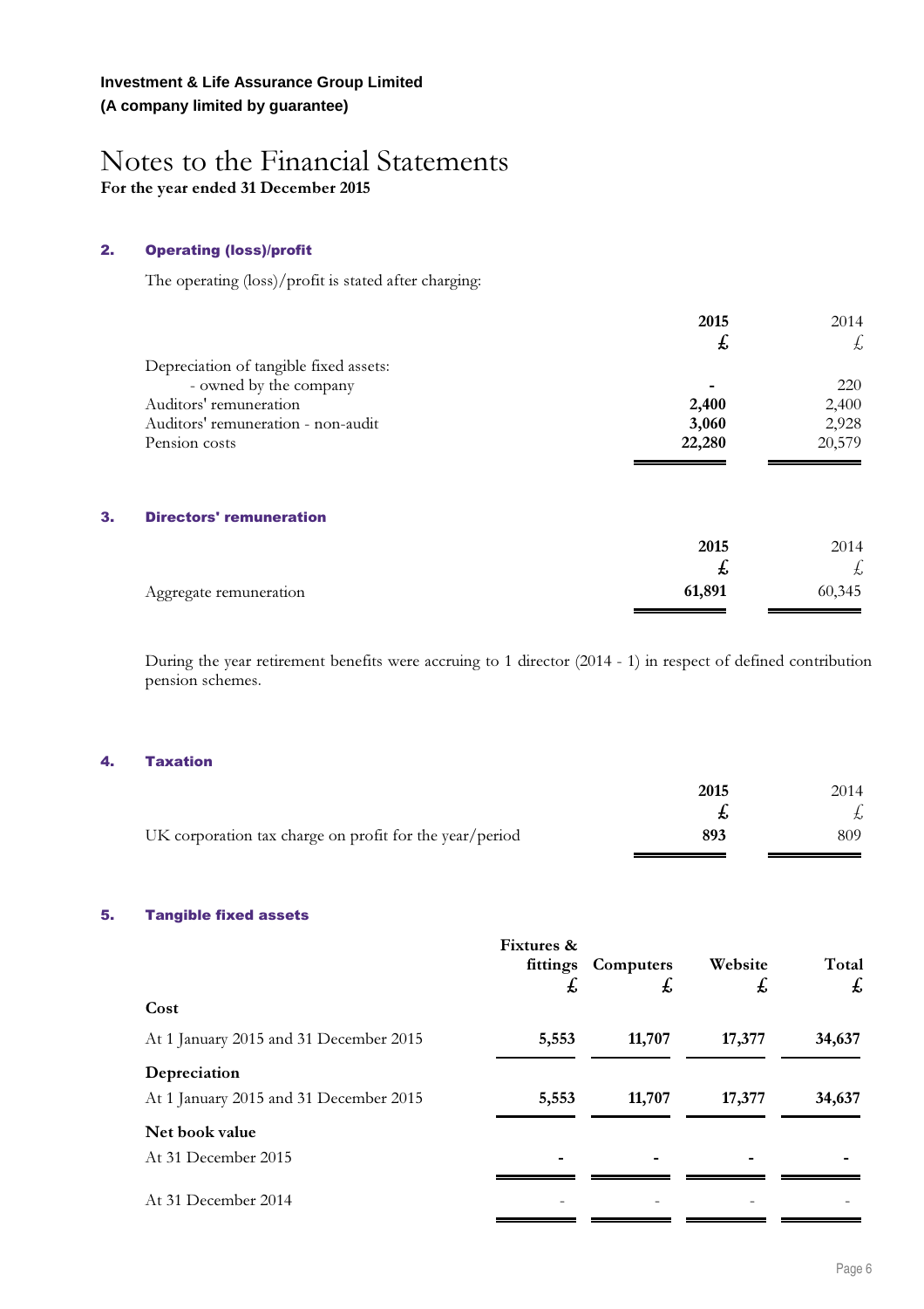**Investment & Life Assurance Group Limited**
**(A company limited by guarantee)**

# Notes to the Financial Statements

**For the year ended 31 December 2015**

## 2. Operating (loss)/profit

The operating (loss)/profit is stated after charging:

| | 2015 £ | 2014 £ |
|---|---|---|
| Depreciation of tangible fixed assets: | | |
| - owned by the company | - | 220 |
| Auditors' remuneration | 2,400 | 2,400 |
| Auditors' remuneration - non-audit | 3,060 | 2,928 |
| Pension costs | 22,280 | 20,579 |

## 3. Directors' remuneration

| | 2015 £ | 2014 £ |
|---|---|---|
| Aggregate remuneration | 61,891 | 60,345 |

During the year retirement benefits were accruing to 1 director (2014 - 1) in respect of defined contribution pension schemes.

## 4. Taxation

| | 2015 £ | 2014 £ |
|---|---|---|
| UK corporation tax charge on profit for the year/period | 893 | 809 |

## 5. Tangible fixed assets

| | Fixtures & fittings £ | Computers £ | Website £ | Total £ |
|---|---|---|---|---|
| **Cost** | | | | |
| At 1 January 2015 and 31 December 2015 | 5,553 | 11,707 | 17,377 | 34,637 |
| **Depreciation** | | | | |
| At 1 January 2015 and 31 December 2015 | 5,553 | 11,707 | 17,377 | 34,637 |
| **Net book value** | | | | |
| At 31 December 2015 | - | - | - | - |
| At 31 December 2014 | - | - | - | - |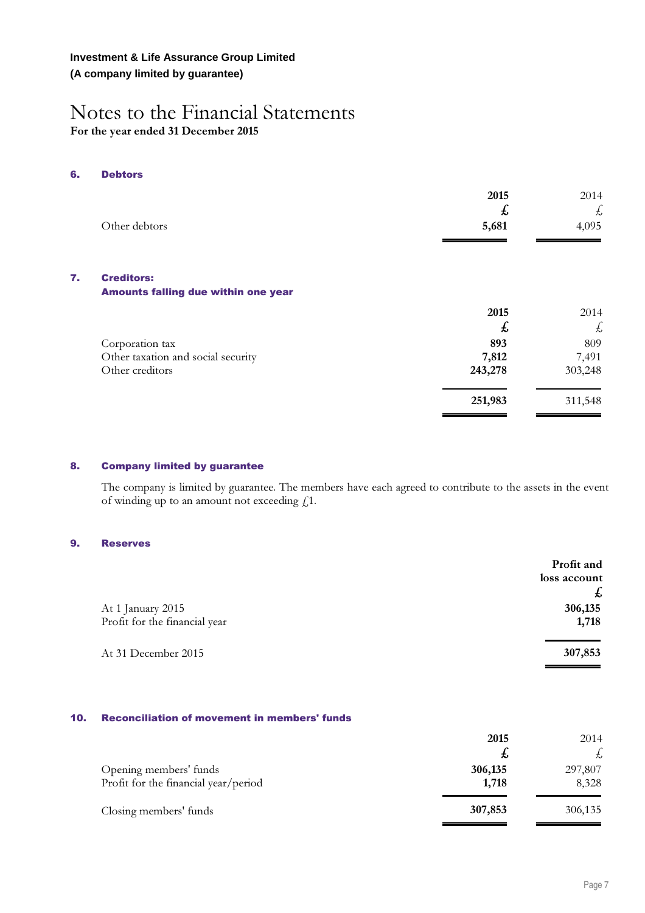**Investment & Life Assurance Group Limited**
**(A company limited by guarantee)**

# Notes to the Financial Statements

**For the year ended 31 December 2015**

## 6. Debtors

| | 2015 | 2014 |
|---|---|---|
| | £ | £ |
| Other debtors | **5,681** | 4,095 |

## 7. Creditors: Amounts falling due within one year

| | 2015 | 2014 |
|---|---|---|
| | £ | £ |
| Corporation tax | **893** | 809 |
| Other taxation and social security | **7,812** | 7,491 |
| Other creditors | **243,278** | 303,248 |
| | **251,983** | 311,548 |

## 8. Company limited by guarantee

The company is limited by guarantee. The members have each agreed to contribute to the assets in the event of winding up to an amount not exceeding £1.

## 9. Reserves

| | Profit and loss account |
|---|---|
| | £ |
| At 1 January 2015 | **306,135** |
| Profit for the financial year | **1,718** |
| At 31 December 2015 | **307,853** |

## 10. Reconciliation of movement in members' funds

| | 2015 | 2014 |
|---|---|---|
| | £ | £ |
| Opening members' funds | **306,135** | 297,807 |
| Profit for the financial year/period | **1,718** | 8,328 |
| Closing members' funds | **307,853** | 306,135 |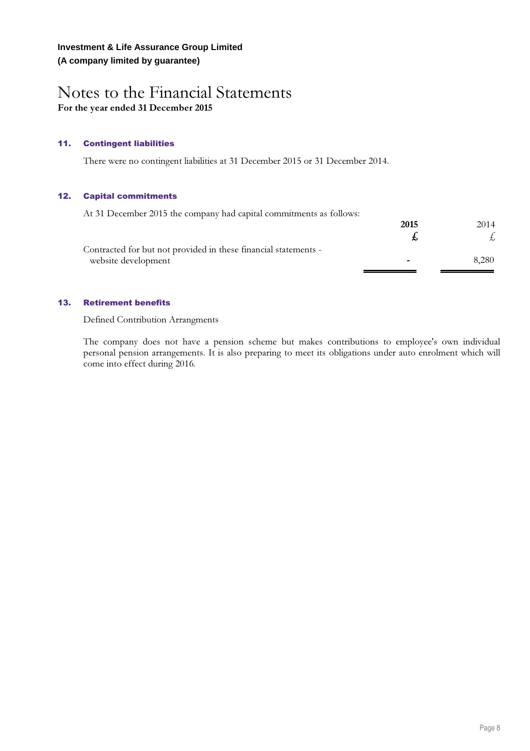**Investment & Life Assurance Group Limited**
**(A company limited by guarantee)**

# Notes to the Financial Statements

**For the year ended 31 December 2015**

### 11. Contingent liabilities

There were no contingent liabilities at 31 December 2015 or 31 December 2014.

### 12. Capital commitments

At 31 December 2015 the company had capital commitments as follows:

| | **2015** | 2014 |
|---|---|---|
| | **£** | £ |
| Contracted for but not provided in these financial statements - website development | - | 8,280 |

### 13. Retirement benefits

Defined Contribution Arrangments

The company does not have a pension scheme but makes contributions to employee's own individual personal pension arrangements. It is also preparing to meet its obligations under auto enrolment which will come into effect during 2016.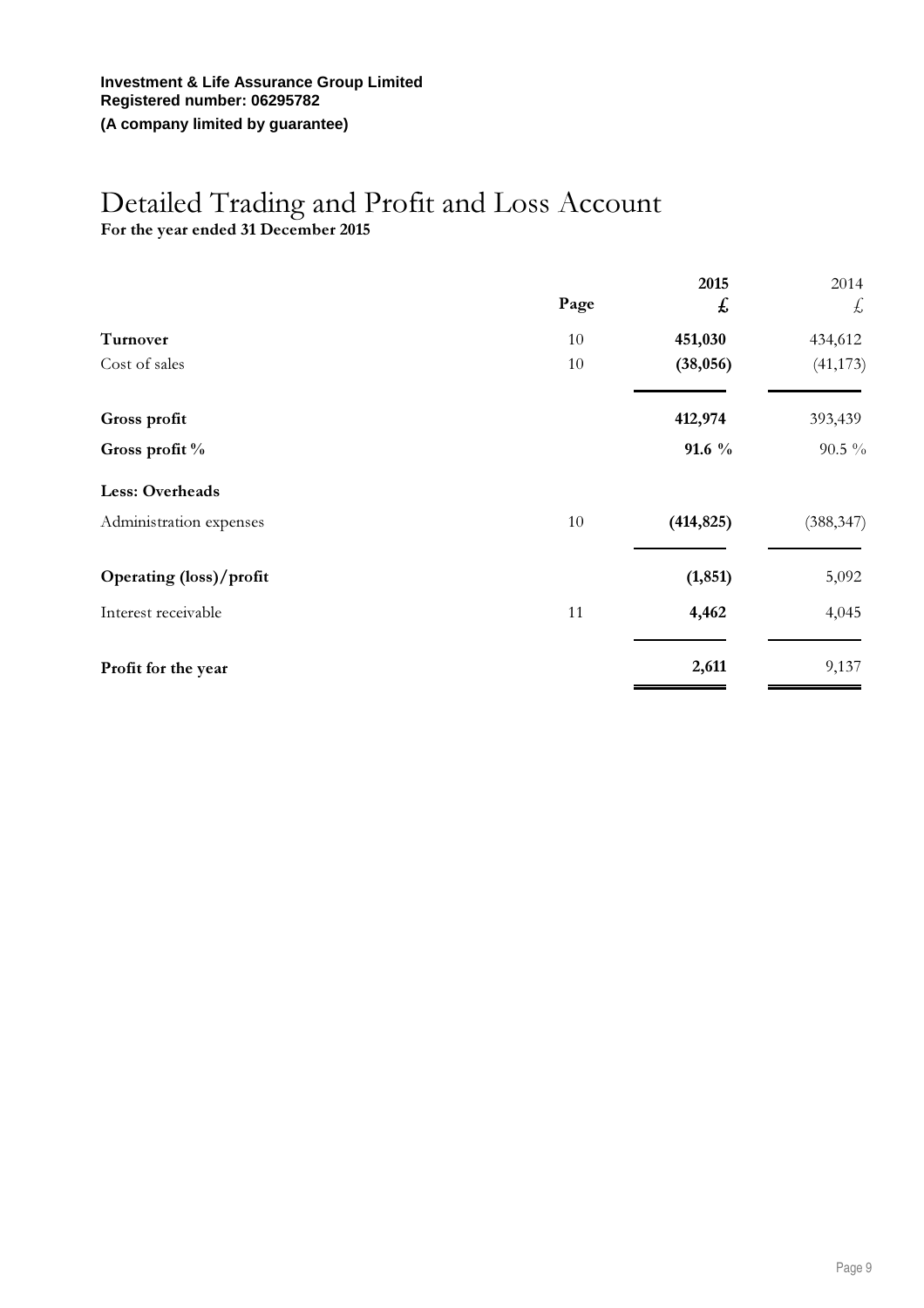**Investment & Life Assurance Group Limited**
**Registered number: 06295782**
**(A company limited by guarantee)**

# Detailed Trading and Profit and Loss Account

**For the year ended 31 December 2015**

| | Page | 2015 £ | 2014 £ |
|---|---|---|---|
| **Turnover** | 10 | **451,030** | 434,612 |
| Cost of sales | 10 | **(38,056)** | (41,173) |
| **Gross profit** | | **412,974** | 393,439 |
| **Gross profit %** | | **91.6 %** | 90.5 % |
| **Less: Overheads** | | | |
| Administration expenses | 10 | **(414,825)** | (388,347) |
| **Operating (loss)/profit** | | **(1,851)** | 5,092 |
| Interest receivable | 11 | **4,462** | 4,045 |
| **Profit for the year** | | **2,611** | 9,137 |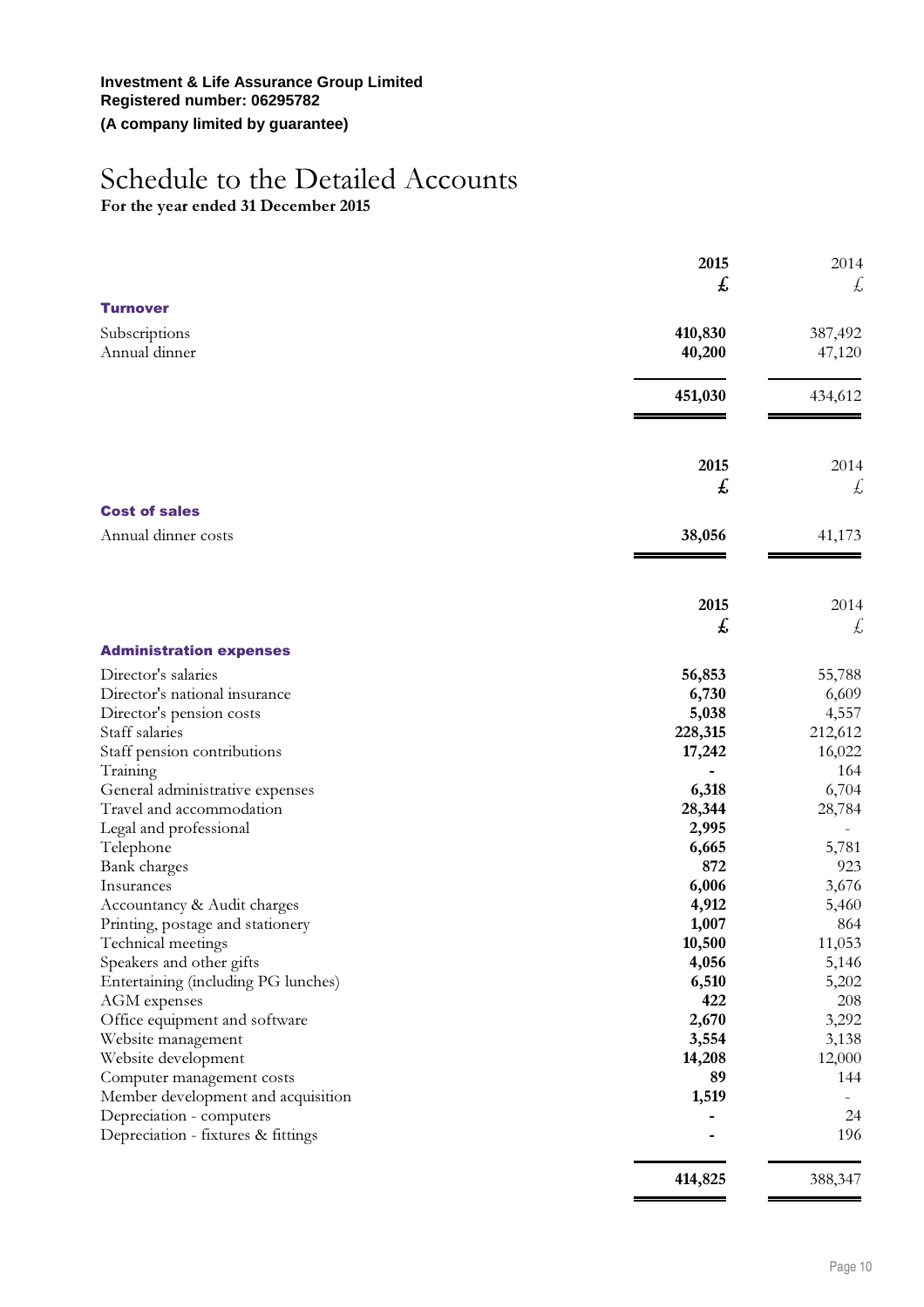**Investment & Life Assurance Group Limited**
**Registered number: 06295782**
**(A company limited by guarantee)**

# Schedule to the Detailed Accounts

**For the year ended 31 December 2015**

| | **2015** | 2014 |
|---|---|---|
| | **£** | £ |
| **Turnover** | | |
| Subscriptions | **410,830** | 387,492 |
| Annual dinner | **40,200** | 47,120 |
| | **451,030** | 434,612 |

| | **2015** | 2014 |
|---|---|---|
| | **£** | £ |
| **Cost of sales** | | |
| Annual dinner costs | **38,056** | 41,173 |

| | **2015** | 2014 |
|---|---|---|
| | **£** | £ |
| **Administration expenses** | | |
| Director's salaries | **56,853** | 55,788 |
| Director's national insurance | **6,730** | 6,609 |
| Director's pension costs | **5,038** | 4,557 |
| Staff salaries | **228,315** | 212,612 |
| Staff pension contributions | **17,242** | 16,022 |
| Training | **-** | 164 |
| General administrative expenses | **6,318** | 6,704 |
| Travel and accommodation | **28,344** | 28,784 |
| Legal and professional | **2,995** | - |
| Telephone | **6,665** | 5,781 |
| Bank charges | **872** | 923 |
| Insurances | **6,006** | 3,676 |
| Accountancy & Audit charges | **4,912** | 5,460 |
| Printing, postage and stationery | **1,007** | 864 |
| Technical meetings | **10,500** | 11,053 |
| Speakers and other gifts | **4,056** | 5,146 |
| Entertaining (including PG lunches) | **6,510** | 5,202 |
| AGM expenses | **422** | 208 |
| Office equipment and software | **2,670** | 3,292 |
| Website management | **3,554** | 3,138 |
| Website development | **14,208** | 12,000 |
| Computer management costs | **89** | 144 |
| Member development and acquisition | **1,519** | - |
| Depreciation - computers | **-** | 24 |
| Depreciation - fixtures & fittings | **-** | 196 |
| | **414,825** | 388,347 |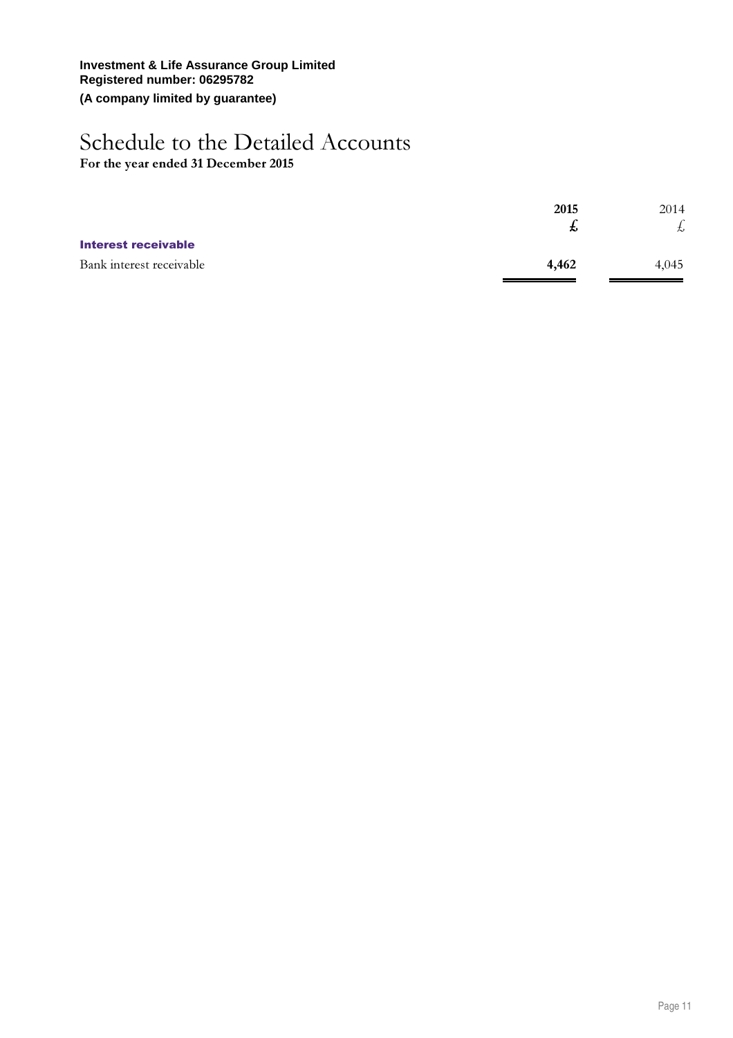**Investment & Life Assurance Group Limited**
**Registered number: 06295782**
**(A company limited by guarantee)**

# Schedule to the Detailed Accounts

**For the year ended 31 December 2015**

| | 2015 | 2014 |
|---|---|---|
| | £ | £ |
| **Interest receivable** | | |
| Bank interest receivable | **4,462** | 4,045 |